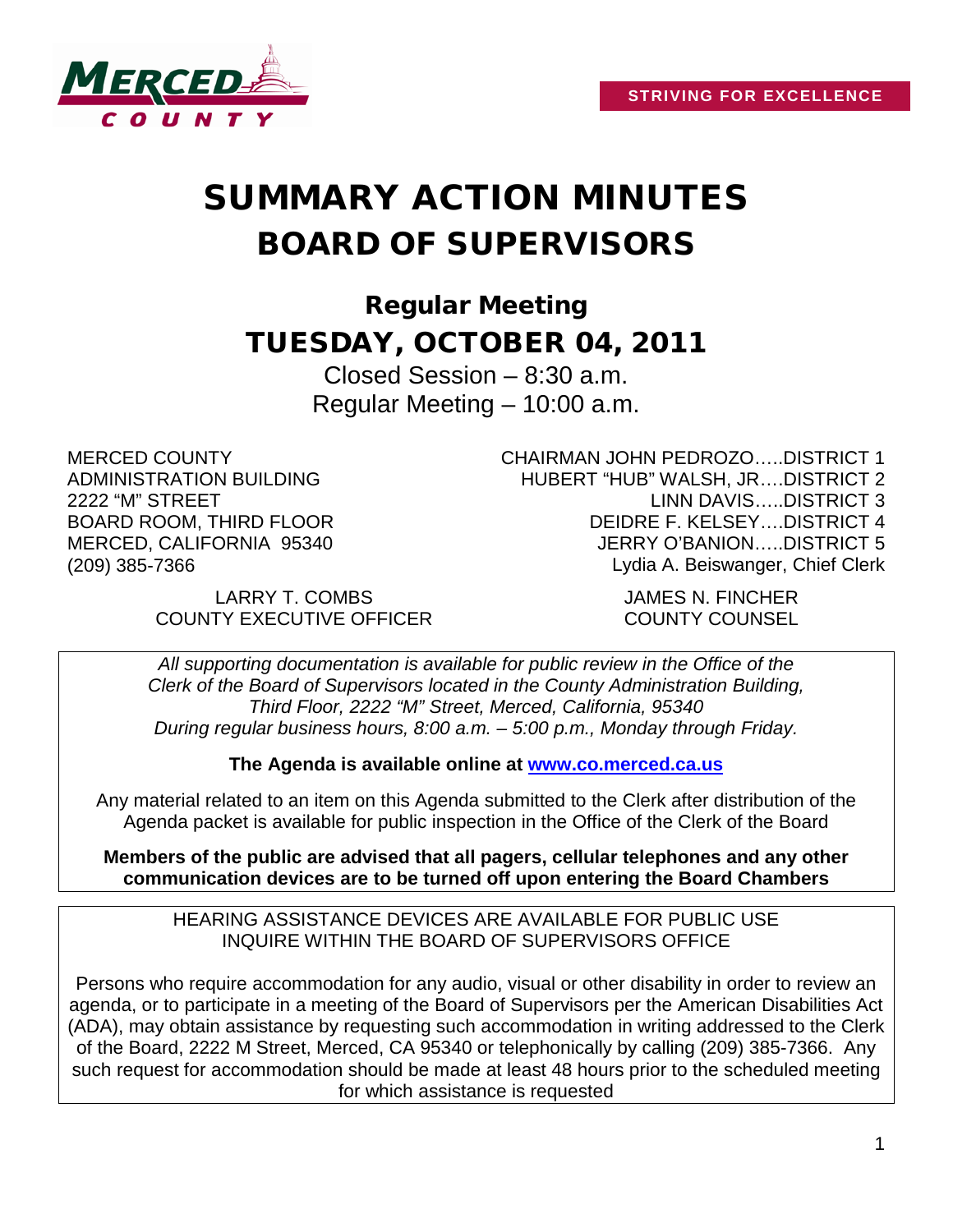STRIVING FOR EXCELLENCE

# SUMMARY ACTION MINUTES
# BOARD OF SUPERVISORS

## Regular Meeting
## TUESDAY, OCTOBER 04, 2011

Closed Session – 8:30 a.m.
Regular Meeting – 10:00 a.m.

MERCED COUNTY
ADMINISTRATION BUILDING
2222 "M" STREET
BOARD ROOM, THIRD FLOOR
MERCED, CALIFORNIA 95340
(209) 385-7366

CHAIRMAN JOHN PEDROZO…..DISTRICT 1
HUBERT "HUB" WALSH, JR….DISTRICT 2
LINN DAVIS…..DISTRICT 3
DEIDRE F. KELSEY….DISTRICT 4
JERRY O'BANION…..DISTRICT 5
Lydia A. Beiswanger, Chief Clerk

LARRY T. COMBS
COUNTY EXECUTIVE OFFICER

JAMES N. FINCHER
COUNTY COUNSEL

*All supporting documentation is available for public review in the Office of the Clerk of the Board of Supervisors located in the County Administration Building, Third Floor, 2222 "M" Street, Merced, California, 95340 During regular business hours, 8:00 a.m. – 5:00 p.m., Monday through Friday.*

**The Agenda is available online at www.co.merced.ca.us**

Any material related to an item on this Agenda submitted to the Clerk after distribution of the Agenda packet is available for public inspection in the Office of the Clerk of the Board

**Members of the public are advised that all pagers, cellular telephones and any other communication devices are to be turned off upon entering the Board Chambers**

HEARING ASSISTANCE DEVICES ARE AVAILABLE FOR PUBLIC USE
INQUIRE WITHIN THE BOARD OF SUPERVISORS OFFICE

Persons who require accommodation for any audio, visual or other disability in order to review an agenda, or to participate in a meeting of the Board of Supervisors per the American Disabilities Act (ADA), may obtain assistance by requesting such accommodation in writing addressed to the Clerk of the Board, 2222 M Street, Merced, CA 95340 or telephonically by calling (209) 385-7366. Any such request for accommodation should be made at least 48 hours prior to the scheduled meeting for which assistance is requested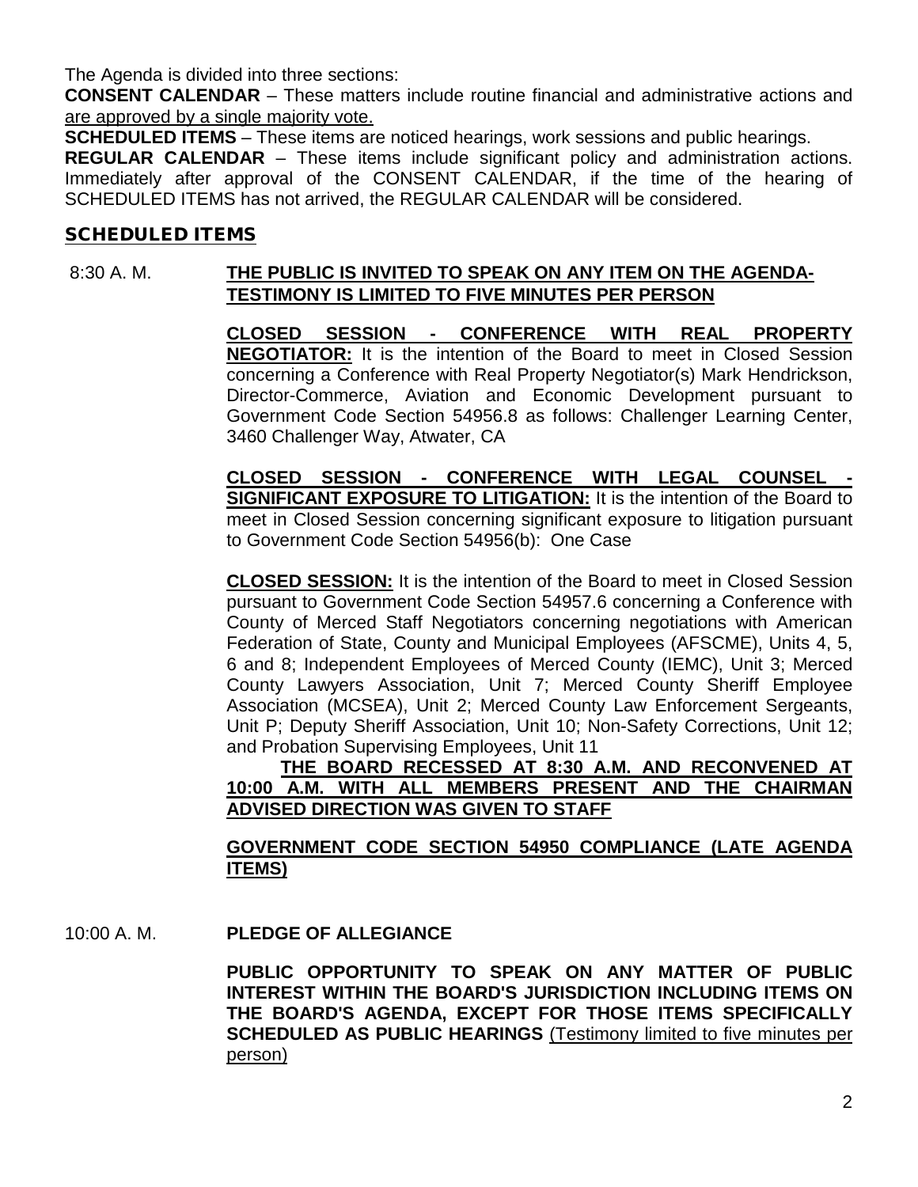The Agenda is divided into three sections:

**CONSENT CALENDAR** – These matters include routine financial and administrative actions and are approved by a single majority vote.

**SCHEDULED ITEMS** – These items are noticed hearings, work sessions and public hearings.

**REGULAR CALENDAR** – These items include significant policy and administration actions. Immediately after approval of the CONSENT CALENDAR, if the time of the hearing of SCHEDULED ITEMS has not arrived, the REGULAR CALENDAR will be considered.

## SCHEDULED ITEMS

8:30 A. M. **THE PUBLIC IS INVITED TO SPEAK ON ANY ITEM ON THE AGENDA-TESTIMONY IS LIMITED TO FIVE MINUTES PER PERSON**

**CLOSED SESSION - CONFERENCE WITH REAL PROPERTY NEGOTIATOR:** It is the intention of the Board to meet in Closed Session concerning a Conference with Real Property Negotiator(s) Mark Hendrickson, Director-Commerce, Aviation and Economic Development pursuant to Government Code Section 54956.8 as follows: Challenger Learning Center, 3460 Challenger Way, Atwater, CA

**CLOSED SESSION - CONFERENCE WITH LEGAL COUNSEL - SIGNIFICANT EXPOSURE TO LITIGATION:** It is the intention of the Board to meet in Closed Session concerning significant exposure to litigation pursuant to Government Code Section 54956(b): One Case

**CLOSED SESSION:** It is the intention of the Board to meet in Closed Session pursuant to Government Code Section 54957.6 concerning a Conference with County of Merced Staff Negotiators concerning negotiations with American Federation of State, County and Municipal Employees (AFSCME), Units 4, 5, 6 and 8; Independent Employees of Merced County (IEMC), Unit 3; Merced County Lawyers Association, Unit 7; Merced County Sheriff Employee Association (MCSEA), Unit 2; Merced County Law Enforcement Sergeants, Unit P; Deputy Sheriff Association, Unit 10; Non-Safety Corrections, Unit 12; and Probation Supervising Employees, Unit 11

**THE BOARD RECESSED AT 8:30 A.M. AND RECONVENED AT 10:00 A.M. WITH ALL MEMBERS PRESENT AND THE CHAIRMAN ADVISED DIRECTION WAS GIVEN TO STAFF**

**GOVERNMENT CODE SECTION 54950 COMPLIANCE (LATE AGENDA ITEMS)**

10:00 A. M. **PLEDGE OF ALLEGIANCE**

**PUBLIC OPPORTUNITY TO SPEAK ON ANY MATTER OF PUBLIC INTEREST WITHIN THE BOARD'S JURISDICTION INCLUDING ITEMS ON THE BOARD'S AGENDA, EXCEPT FOR THOSE ITEMS SPECIFICALLY SCHEDULED AS PUBLIC HEARINGS** (Testimony limited to five minutes per person)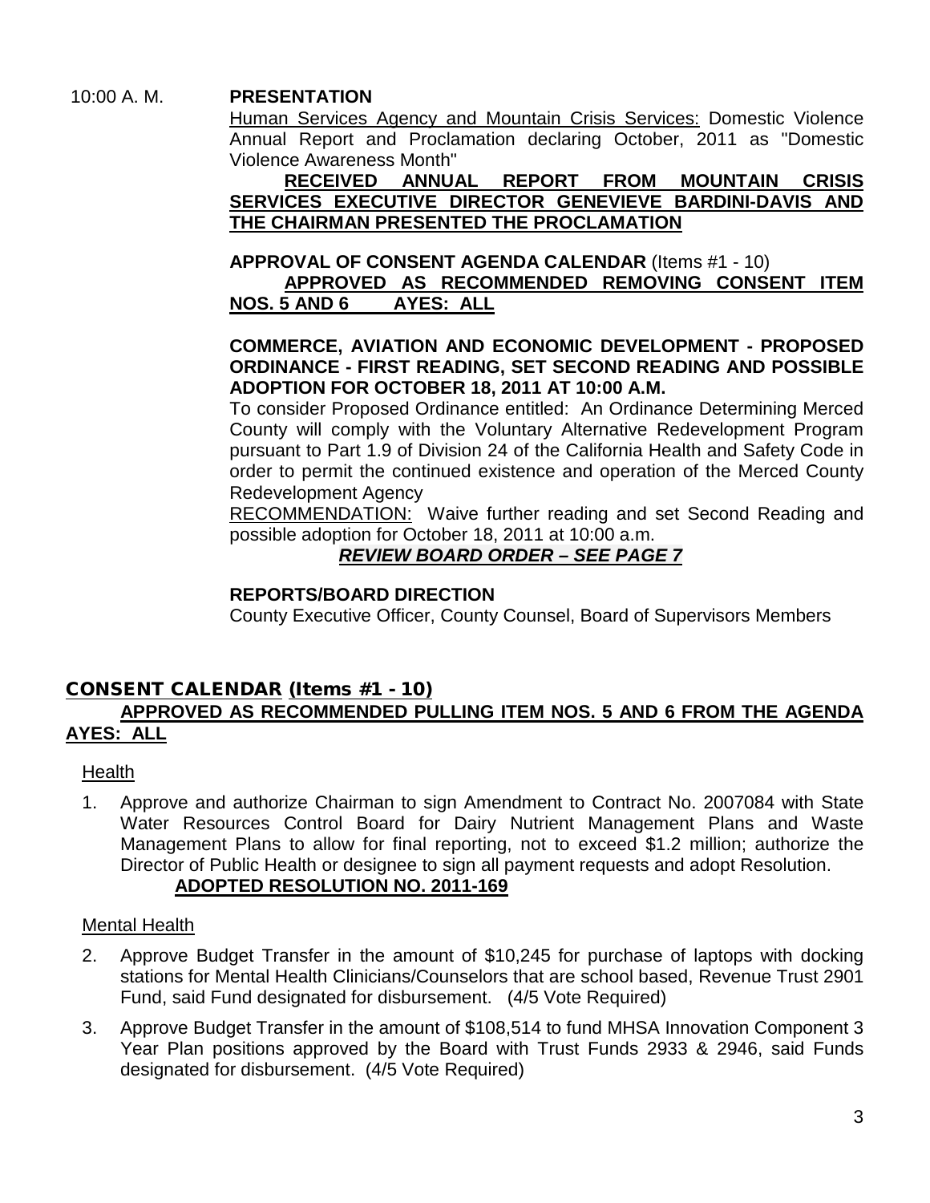10:00 A. M. **PRESENTATION**

Human Services Agency and Mountain Crisis Services: Domestic Violence Annual Report and Proclamation declaring October, 2011 as "Domestic Violence Awareness Month"

**RECEIVED ANNUAL REPORT FROM MOUNTAIN CRISIS SERVICES EXECUTIVE DIRECTOR GENEVIEVE BARDINI-DAVIS AND THE CHAIRMAN PRESENTED THE PROCLAMATION**

**APPROVAL OF CONSENT AGENDA CALENDAR** (Items #1 - 10)

**APPROVED AS RECOMMENDED REMOVING CONSENT ITEM NOS. 5 AND 6 AYES: ALL**

**COMMERCE, AVIATION AND ECONOMIC DEVELOPMENT - PROPOSED ORDINANCE - FIRST READING, SET SECOND READING AND POSSIBLE ADOPTION FOR OCTOBER 18, 2011 AT 10:00 A.M.**

To consider Proposed Ordinance entitled: An Ordinance Determining Merced County will comply with the Voluntary Alternative Redevelopment Program pursuant to Part 1.9 of Division 24 of the California Health and Safety Code in order to permit the continued existence and operation of the Merced County Redevelopment Agency

RECOMMENDATION: Waive further reading and set Second Reading and possible adoption for October 18, 2011 at 10:00 a.m.

***REVIEW BOARD ORDER – SEE PAGE 7***

**REPORTS/BOARD DIRECTION**

County Executive Officer, County Counsel, Board of Supervisors Members

## CONSENT CALENDAR (Items #1 - 10)

**APPROVED AS RECOMMENDED PULLING ITEM NOS. 5 AND 6 FROM THE AGENDA AYES: ALL**

Health

1. Approve and authorize Chairman to sign Amendment to Contract No. 2007084 with State Water Resources Control Board for Dairy Nutrient Management Plans and Waste Management Plans to allow for final reporting, not to exceed $1.2 million; authorize the Director of Public Health or designee to sign all payment requests and adopt Resolution.
   **ADOPTED RESOLUTION NO. 2011-169**

Mental Health

2. Approve Budget Transfer in the amount of $10,245 for purchase of laptops with docking stations for Mental Health Clinicians/Counselors that are school based, Revenue Trust 2901 Fund, said Fund designated for disbursement. (4/5 Vote Required)
3. Approve Budget Transfer in the amount of $108,514 to fund MHSA Innovation Component 3 Year Plan positions approved by the Board with Trust Funds 2933 & 2946, said Funds designated for disbursement. (4/5 Vote Required)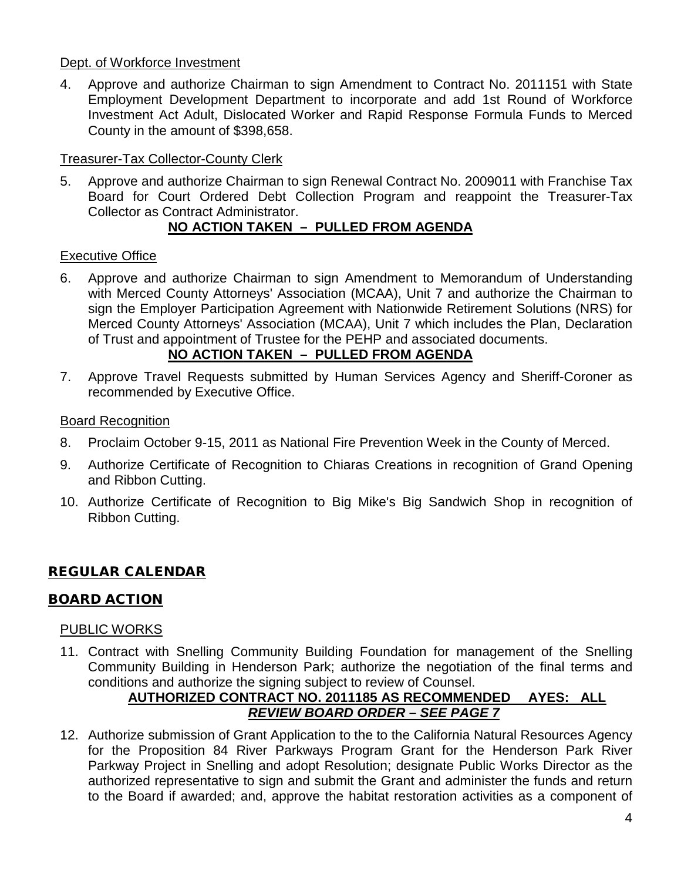Dept. of Workforce Investment

4. Approve and authorize Chairman to sign Amendment to Contract No. 2011151 with State Employment Development Department to incorporate and add 1st Round of Workforce Investment Act Adult, Dislocated Worker and Rapid Response Formula Funds to Merced County in the amount of $398,658.

Treasurer-Tax Collector-County Clerk

5. Approve and authorize Chairman to sign Renewal Contract No. 2009011 with Franchise Tax Board for Court Ordered Debt Collection Program and reappoint the Treasurer-Tax Collector as Contract Administrator.

   **NO ACTION TAKEN – PULLED FROM AGENDA**

Executive Office

6. Approve and authorize Chairman to sign Amendment to Memorandum of Understanding with Merced County Attorneys' Association (MCAA), Unit 7 and authorize the Chairman to sign the Employer Participation Agreement with Nationwide Retirement Solutions (NRS) for Merced County Attorneys' Association (MCAA), Unit 7 which includes the Plan, Declaration of Trust and appointment of Trustee for the PEHP and associated documents.

   **NO ACTION TAKEN – PULLED FROM AGENDA**

7. Approve Travel Requests submitted by Human Services Agency and Sheriff-Coroner as recommended by Executive Office.

Board Recognition

8. Proclaim October 9-15, 2011 as National Fire Prevention Week in the County of Merced.
9. Authorize Certificate of Recognition to Chiaras Creations in recognition of Grand Opening and Ribbon Cutting.
10. Authorize Certificate of Recognition to Big Mike's Big Sandwich Shop in recognition of Ribbon Cutting.

## REGULAR CALENDAR

## BOARD ACTION

PUBLIC WORKS

11. Contract with Snelling Community Building Foundation for management of the Snelling Community Building in Henderson Park; authorize the negotiation of the final terms and conditions and authorize the signing subject to review of Counsel.

    **AUTHORIZED CONTRACT NO. 2011185 AS RECOMMENDED AYES: ALL**
    ***REVIEW BOARD ORDER – SEE PAGE 7***

12. Authorize submission of Grant Application to the to the California Natural Resources Agency for the Proposition 84 River Parkways Program Grant for the Henderson Park River Parkway Project in Snelling and adopt Resolution; designate Public Works Director as the authorized representative to sign and submit the Grant and administer the funds and return to the Board if awarded; and, approve the habitat restoration activities as a component of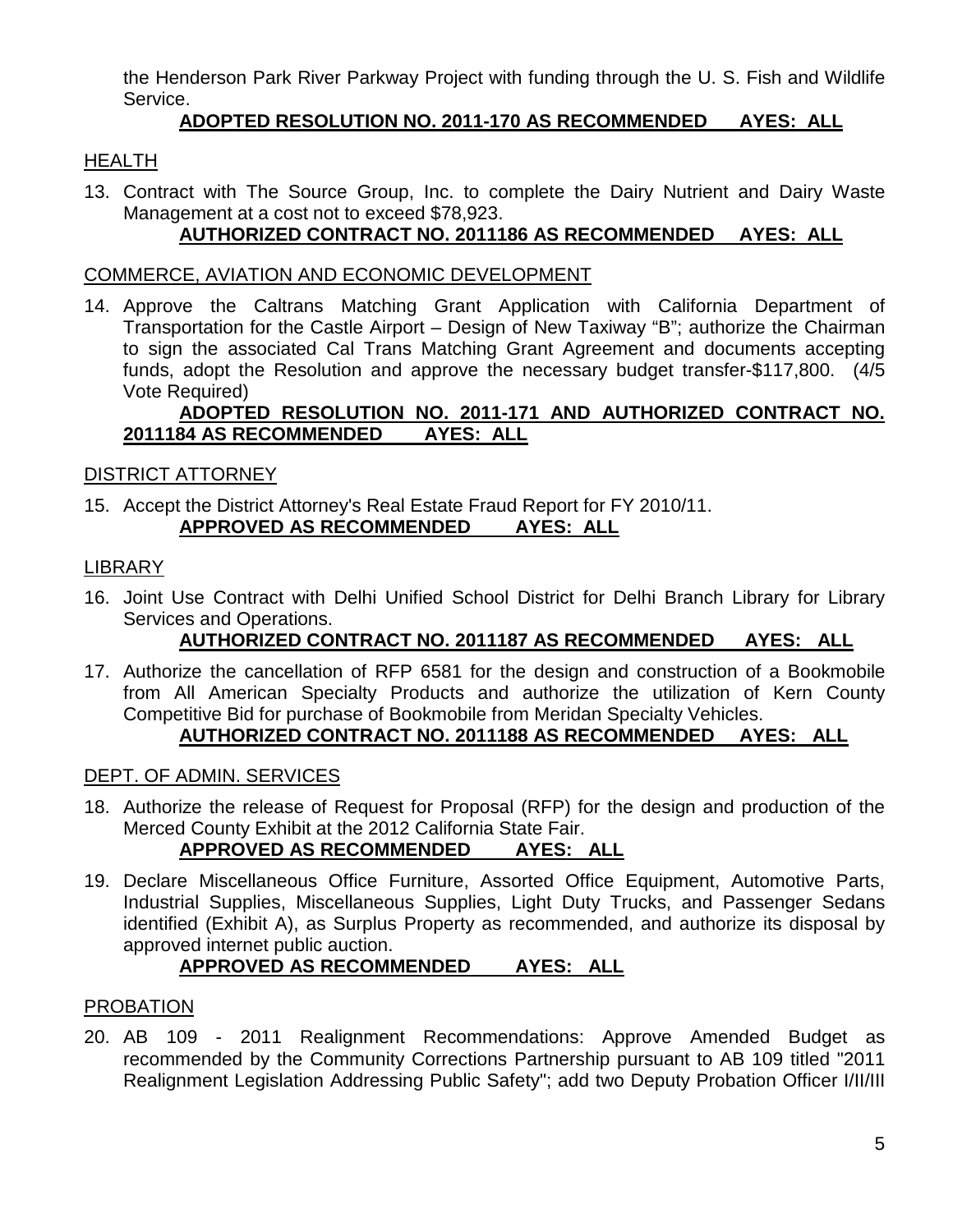the Henderson Park River Parkway Project with funding through the U. S. Fish and Wildlife Service.

**ADOPTED RESOLUTION NO. 2011-170 AS RECOMMENDED AYES: ALL**

## HEALTH

13. Contract with The Source Group, Inc. to complete the Dairy Nutrient and Dairy Waste Management at a cost not to exceed $78,923.

    **AUTHORIZED CONTRACT NO. 2011186 AS RECOMMENDED AYES: ALL**

## COMMERCE, AVIATION AND ECONOMIC DEVELOPMENT

14. Approve the Caltrans Matching Grant Application with California Department of Transportation for the Castle Airport – Design of New Taxiway "B"; authorize the Chairman to sign the associated Cal Trans Matching Grant Agreement and documents accepting funds, adopt the Resolution and approve the necessary budget transfer-$117,800. (4/5 Vote Required)

    **ADOPTED RESOLUTION NO. 2011-171 AND AUTHORIZED CONTRACT NO. 2011184 AS RECOMMENDED AYES: ALL**

## DISTRICT ATTORNEY

15. Accept the District Attorney's Real Estate Fraud Report for FY 2010/11.

    **APPROVED AS RECOMMENDED AYES: ALL**

## LIBRARY

16. Joint Use Contract with Delhi Unified School District for Delhi Branch Library for Library Services and Operations.

    **AUTHORIZED CONTRACT NO. 2011187 AS RECOMMENDED AYES: ALL**

17. Authorize the cancellation of RFP 6581 for the design and construction of a Bookmobile from All American Specialty Products and authorize the utilization of Kern County Competitive Bid for purchase of Bookmobile from Meridan Specialty Vehicles.

    **AUTHORIZED CONTRACT NO. 2011188 AS RECOMMENDED AYES: ALL**

## DEPT. OF ADMIN. SERVICES

18. Authorize the release of Request for Proposal (RFP) for the design and production of the Merced County Exhibit at the 2012 California State Fair.

    **APPROVED AS RECOMMENDED AYES: ALL**

19. Declare Miscellaneous Office Furniture, Assorted Office Equipment, Automotive Parts, Industrial Supplies, Miscellaneous Supplies, Light Duty Trucks, and Passenger Sedans identified (Exhibit A), as Surplus Property as recommended, and authorize its disposal by approved internet public auction.

    **APPROVED AS RECOMMENDED AYES: ALL**

## PROBATION

20. AB 109 - 2011 Realignment Recommendations: Approve Amended Budget as recommended by the Community Corrections Partnership pursuant to AB 109 titled "2011 Realignment Legislation Addressing Public Safety"; add two Deputy Probation Officer I/II/III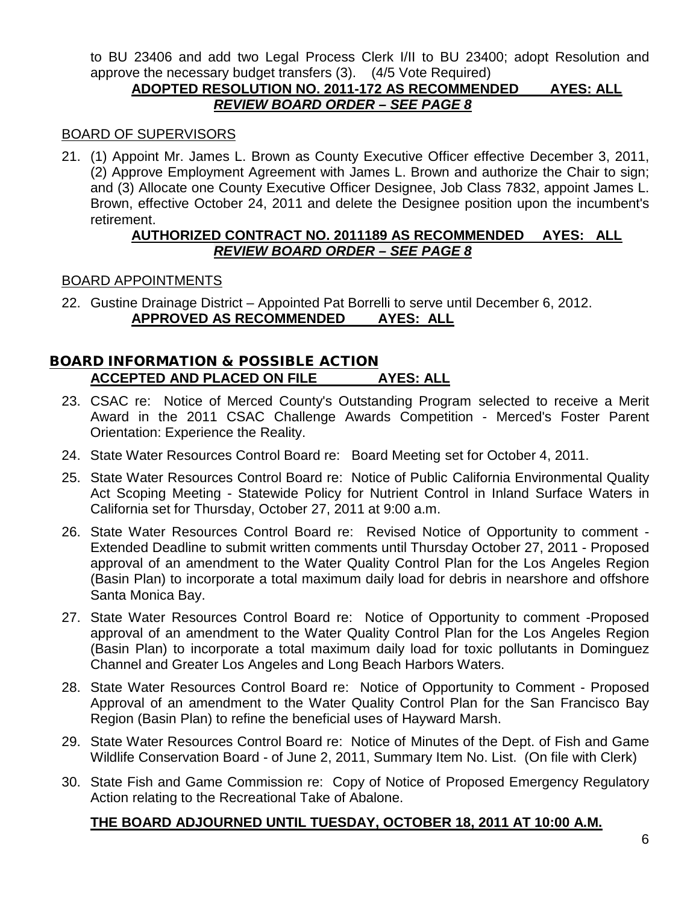to BU 23406 and add two Legal Process Clerk I/II to BU 23400; adopt Resolution and approve the necessary budget transfers (3). (4/5 Vote Required)

**ADOPTED RESOLUTION NO. 2011-172 AS RECOMMENDED AYES: ALL**
***REVIEW BOARD ORDER – SEE PAGE 8***

BOARD OF SUPERVISORS

21. (1) Appoint Mr. James L. Brown as County Executive Officer effective December 3, 2011, (2) Approve Employment Agreement with James L. Brown and authorize the Chair to sign; and (3) Allocate one County Executive Officer Designee, Job Class 7832, appoint James L. Brown, effective October 24, 2011 and delete the Designee position upon the incumbent's retirement.

**AUTHORIZED CONTRACT NO. 2011189 AS RECOMMENDED AYES: ALL**
***REVIEW BOARD ORDER – SEE PAGE 8***

BOARD APPOINTMENTS

22. Gustine Drainage District – Appointed Pat Borrelli to serve until December 6, 2012.

**APPROVED AS RECOMMENDED AYES: ALL**

## BOARD INFORMATION & POSSIBLE ACTION

**ACCEPTED AND PLACED ON FILE AYES: ALL**

23. CSAC re: Notice of Merced County's Outstanding Program selected to receive a Merit Award in the 2011 CSAC Challenge Awards Competition - Merced's Foster Parent Orientation: Experience the Reality.
24. State Water Resources Control Board re: Board Meeting set for October 4, 2011.
25. State Water Resources Control Board re: Notice of Public California Environmental Quality Act Scoping Meeting - Statewide Policy for Nutrient Control in Inland Surface Waters in California set for Thursday, October 27, 2011 at 9:00 a.m.
26. State Water Resources Control Board re: Revised Notice of Opportunity to comment - Extended Deadline to submit written comments until Thursday October 27, 2011 - Proposed approval of an amendment to the Water Quality Control Plan for the Los Angeles Region (Basin Plan) to incorporate a total maximum daily load for debris in nearshore and offshore Santa Monica Bay.
27. State Water Resources Control Board re: Notice of Opportunity to comment -Proposed approval of an amendment to the Water Quality Control Plan for the Los Angeles Region (Basin Plan) to incorporate a total maximum daily load for toxic pollutants in Dominguez Channel and Greater Los Angeles and Long Beach Harbors Waters.
28. State Water Resources Control Board re: Notice of Opportunity to Comment - Proposed Approval of an amendment to the Water Quality Control Plan for the San Francisco Bay Region (Basin Plan) to refine the beneficial uses of Hayward Marsh.
29. State Water Resources Control Board re: Notice of Minutes of the Dept. of Fish and Game Wildlife Conservation Board - of June 2, 2011, Summary Item No. List. (On file with Clerk)
30. State Fish and Game Commission re: Copy of Notice of Proposed Emergency Regulatory Action relating to the Recreational Take of Abalone.

**THE BOARD ADJOURNED UNTIL TUESDAY, OCTOBER 18, 2011 AT 10:00 A.M.**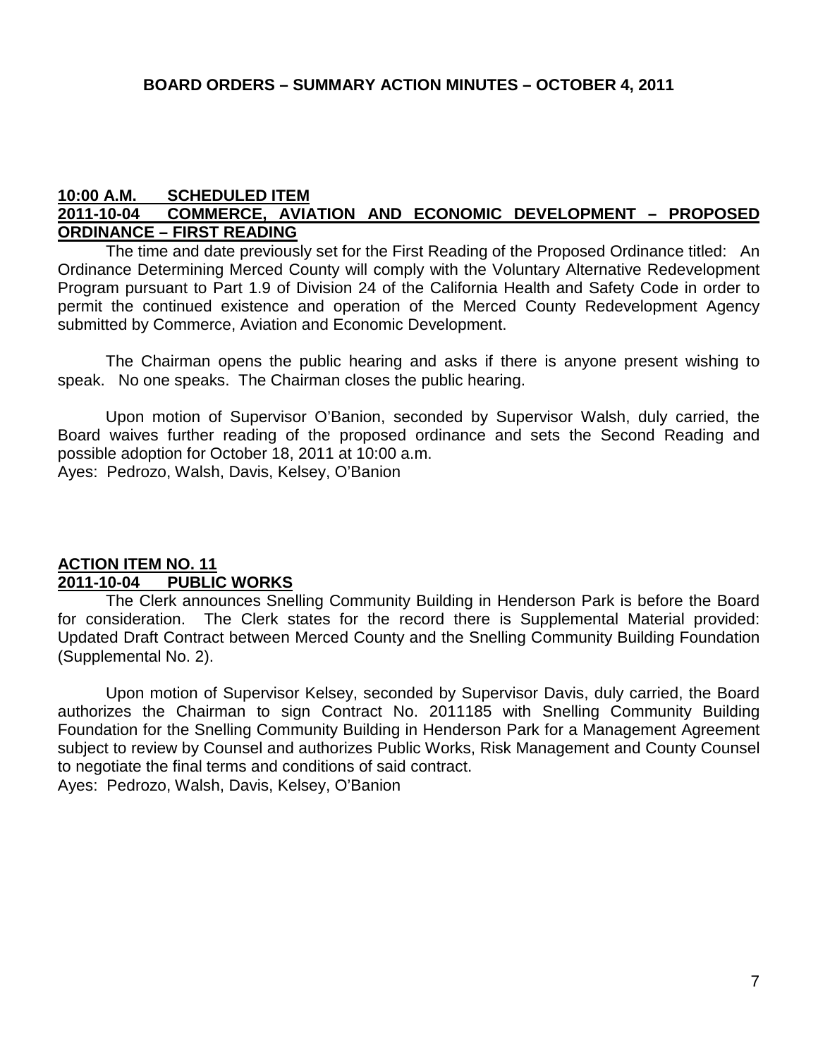**BOARD ORDERS – SUMMARY ACTION MINUTES – OCTOBER 4, 2011**

**10:00 A.M. SCHEDULED ITEM**
**2011-10-04 COMMERCE, AVIATION AND ECONOMIC DEVELOPMENT – PROPOSED ORDINANCE – FIRST READING**

The time and date previously set for the First Reading of the Proposed Ordinance titled: An Ordinance Determining Merced County will comply with the Voluntary Alternative Redevelopment Program pursuant to Part 1.9 of Division 24 of the California Health and Safety Code in order to permit the continued existence and operation of the Merced County Redevelopment Agency submitted by Commerce, Aviation and Economic Development.

The Chairman opens the public hearing and asks if there is anyone present wishing to speak. No one speaks. The Chairman closes the public hearing.

Upon motion of Supervisor O'Banion, seconded by Supervisor Walsh, duly carried, the Board waives further reading of the proposed ordinance and sets the Second Reading and possible adoption for October 18, 2011 at 10:00 a.m.
Ayes: Pedrozo, Walsh, Davis, Kelsey, O'Banion

**ACTION ITEM NO. 11**
**2011-10-04 PUBLIC WORKS**

The Clerk announces Snelling Community Building in Henderson Park is before the Board for consideration. The Clerk states for the record there is Supplemental Material provided: Updated Draft Contract between Merced County and the Snelling Community Building Foundation (Supplemental No. 2).

Upon motion of Supervisor Kelsey, seconded by Supervisor Davis, duly carried, the Board authorizes the Chairman to sign Contract No. 2011185 with Snelling Community Building Foundation for the Snelling Community Building in Henderson Park for a Management Agreement subject to review by Counsel and authorizes Public Works, Risk Management and County Counsel to negotiate the final terms and conditions of said contract.
Ayes: Pedrozo, Walsh, Davis, Kelsey, O'Banion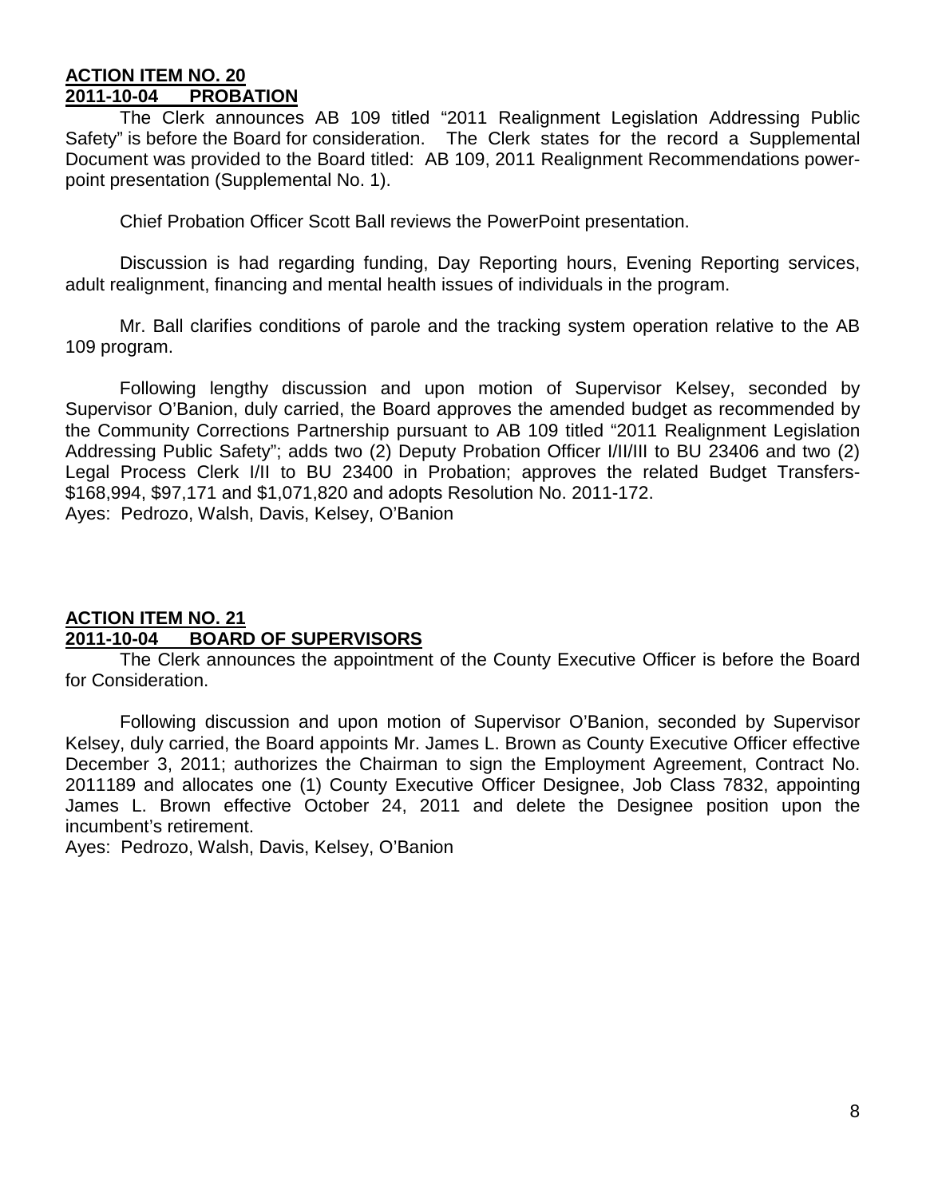**ACTION ITEM NO. 20**
**2011-10-04 PROBATION**

The Clerk announces AB 109 titled "2011 Realignment Legislation Addressing Public Safety" is before the Board for consideration. The Clerk states for the record a Supplemental Document was provided to the Board titled: AB 109, 2011 Realignment Recommendations power-point presentation (Supplemental No. 1).

Chief Probation Officer Scott Ball reviews the PowerPoint presentation.

Discussion is had regarding funding, Day Reporting hours, Evening Reporting services, adult realignment, financing and mental health issues of individuals in the program.

Mr. Ball clarifies conditions of parole and the tracking system operation relative to the AB 109 program.

Following lengthy discussion and upon motion of Supervisor Kelsey, seconded by Supervisor O'Banion, duly carried, the Board approves the amended budget as recommended by the Community Corrections Partnership pursuant to AB 109 titled "2011 Realignment Legislation Addressing Public Safety"; adds two (2) Deputy Probation Officer I/II/III to BU 23406 and two (2) Legal Process Clerk I/II to BU 23400 in Probation; approves the related Budget Transfers- $168,994, $97,171 and $1,071,820 and adopts Resolution No. 2011-172.
Ayes: Pedrozo, Walsh, Davis, Kelsey, O'Banion

**ACTION ITEM NO. 21**
**2011-10-04 BOARD OF SUPERVISORS**

The Clerk announces the appointment of the County Executive Officer is before the Board for Consideration.

Following discussion and upon motion of Supervisor O'Banion, seconded by Supervisor Kelsey, duly carried, the Board appoints Mr. James L. Brown as County Executive Officer effective December 3, 2011; authorizes the Chairman to sign the Employment Agreement, Contract No. 2011189 and allocates one (1) County Executive Officer Designee, Job Class 7832, appointing James L. Brown effective October 24, 2011 and delete the Designee position upon the incumbent's retirement.
Ayes: Pedrozo, Walsh, Davis, Kelsey, O'Banion